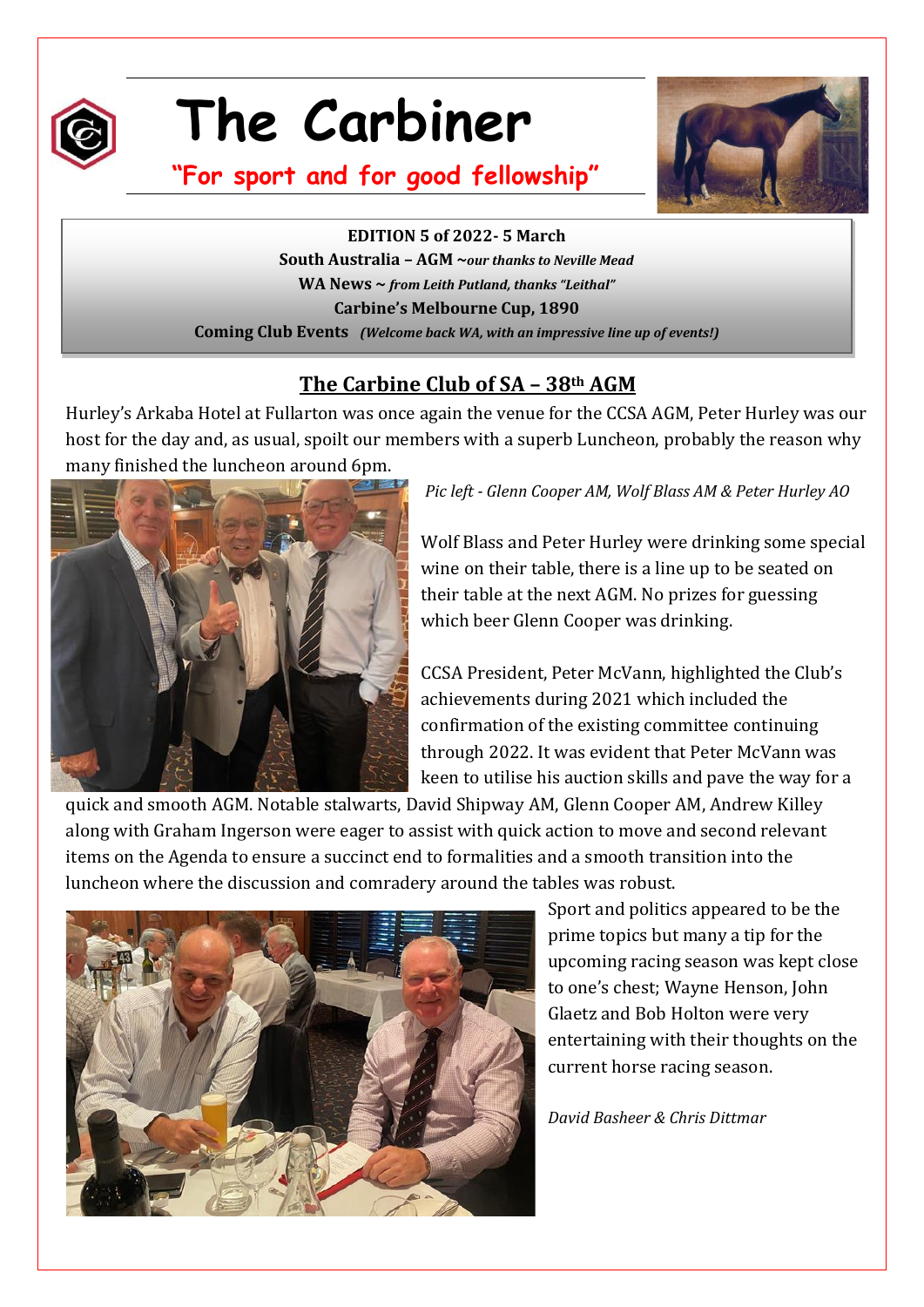# The Carbiner

**"For sport and for good fellowship"**

**EDITION 5 of 2022- 5 March**
**South Australia – AGM** *~our thanks to Neville Mead*
**WA News** *~ from Leith Putland, thanks "Leithal"*
**Carbine's Melbourne Cup, 1890**
**Coming Club Events** *(Welcome back WA, with an impressive line up of events!)*

## The Carbine Club of SA – 38th AGM

Hurley's Arkaba Hotel at Fullarton was once again the venue for the CCSA AGM, Peter Hurley was our host for the day and, as usual, spoilt our members with a superb Luncheon, probably the reason why many finished the luncheon around 6pm.

*Pic left - Glenn Cooper AM, Wolf Blass AM & Peter Hurley AO*

Wolf Blass and Peter Hurley were drinking some special wine on their table, there is a line up to be seated on their table at the next AGM. No prizes for guessing which beer Glenn Cooper was drinking.

CCSA President, Peter McVann, highlighted the Club's achievements during 2021 which included the confirmation of the existing committee continuing through 2022. It was evident that Peter McVann was keen to utilise his auction skills and pave the way for a quick and smooth AGM. Notable stalwarts, David Shipway AM, Glenn Cooper AM, Andrew Killey along with Graham Ingerson were eager to assist with quick action to move and second relevant items on the Agenda to ensure a succinct end to formalities and a smooth transition into the luncheon where the discussion and comradery around the tables was robust.

Sport and politics appeared to be the prime topics but many a tip for the upcoming racing season was kept close to one's chest; Wayne Henson, John Glaetz and Bob Holton were very entertaining with their thoughts on the current horse racing season.

*David Basheer & Chris Dittmar*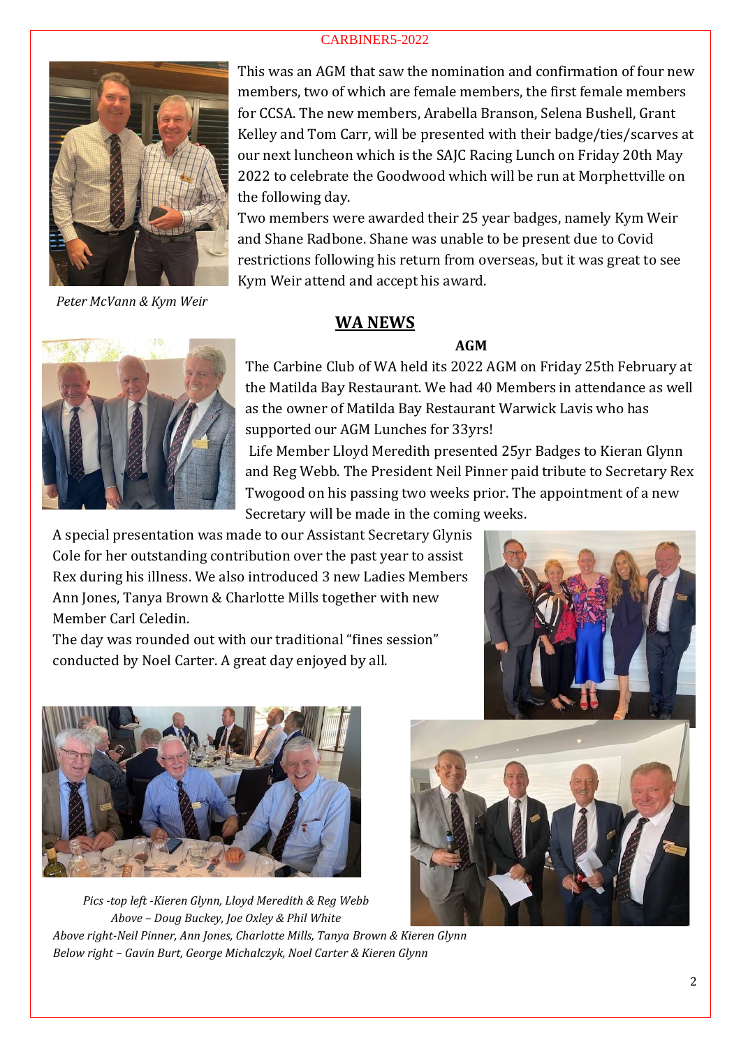This was an AGM that saw the nomination and confirmation of four new members, two of which are female members, the first female members for CCSA. The new members, Arabella Branson, Selena Bushell, Grant Kelley and Tom Carr, will be presented with their badge/ties/scarves at our next luncheon which is the SAJC Racing Lunch on Friday 20th May 2022 to celebrate the Goodwood which will be run at Morphettville on the following day.

Two members were awarded their 25 year badges, namely Kym Weir and Shane Radbone. Shane was unable to be present due to Covid restrictions following his return from overseas, but it was great to see Kym Weir attend and accept his award.

*Peter McVann & Kym Weir*

## WA NEWS

### AGM

The Carbine Club of WA held its 2022 AGM on Friday 25th February at the Matilda Bay Restaurant. We had 40 Members in attendance as well as the owner of Matilda Bay Restaurant Warwick Lavis who has supported our AGM Lunches for 33yrs!

Life Member Lloyd Meredith presented 25yr Badges to Kieran Glynn and Reg Webb. The President Neil Pinner paid tribute to Secretary Rex Twogood on his passing two weeks prior. The appointment of a new Secretary will be made in the coming weeks.

A special presentation was made to our Assistant Secretary Glynis Cole for her outstanding contribution over the past year to assist Rex during his illness. We also introduced 3 new Ladies Members Ann Jones, Tanya Brown & Charlotte Mills together with new Member Carl Celedin.

The day was rounded out with our traditional "fines session" conducted by Noel Carter. A great day enjoyed by all.

*Pics -top left -Kieren Glynn, Lloyd Meredith & Reg Webb*
*Above – Doug Buckey, Joe Oxley & Phil White*
*Above right-Neil Pinner, Ann Jones, Charlotte Mills, Tanya Brown & Kieren Glynn*
*Below right – Gavin Burt, George Michalczyk, Noel Carter & Kieren Glynn*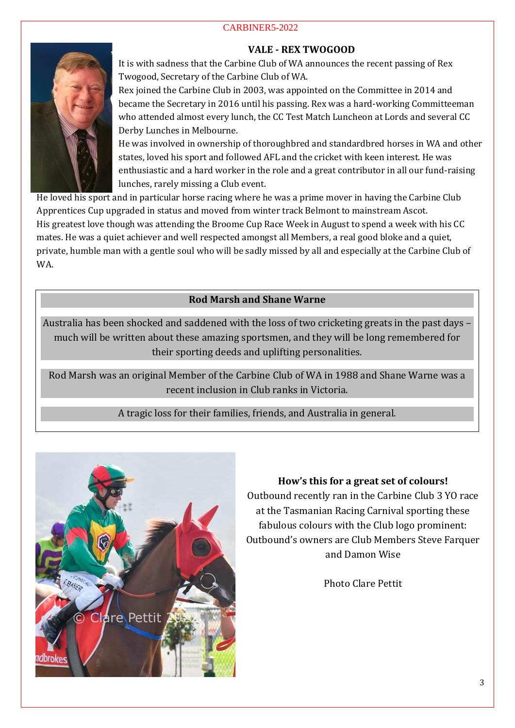## VALE - REX TWOGOOD

It is with sadness that the Carbine Club of WA announces the recent passing of Rex Twogood, Secretary of the Carbine Club of WA.

Rex joined the Carbine Club in 2003, was appointed on the Committee in 2014 and became the Secretary in 2016 until his passing. Rex was a hard-working Committeeman who attended almost every lunch, the CC Test Match Luncheon at Lords and several CC Derby Lunches in Melbourne.

He was involved in ownership of thoroughbred and standardbred horses in WA and other states, loved his sport and followed AFL and the cricket with keen interest. He was enthusiastic and a hard worker in the role and a great contributor in all our fund-raising lunches, rarely missing a Club event.

He loved his sport and in particular horse racing where he was a prime mover in having the Carbine Club Apprentices Cup upgraded in status and moved from winter track Belmont to mainstream Ascot.

His greatest love though was attending the Broome Cup Race Week in August to spend a week with his CC mates. He was a quiet achiever and well respected amongst all Members, a real good bloke and a quiet, private, humble man with a gentle soul who will be sadly missed by all and especially at the Carbine Club of WA.

## Rod Marsh and Shane Warne

Australia has been shocked and saddened with the loss of two cricketing greats in the past days – much will be written about these amazing sportsmen, and they will be long remembered for their sporting deeds and uplifting personalities.

Rod Marsh was an original Member of the Carbine Club of WA in 1988 and Shane Warne was a recent inclusion in Club ranks in Victoria.

A tragic loss for their families, friends, and Australia in general.

**How's this for a great set of colours!**

Outbound recently ran in the Carbine Club 3 YO race at the Tasmanian Racing Carnival sporting these fabulous colours with the Club logo prominent: Outbound's owners are Club Members Steve Farquer and Damon Wise

Photo Clare Pettit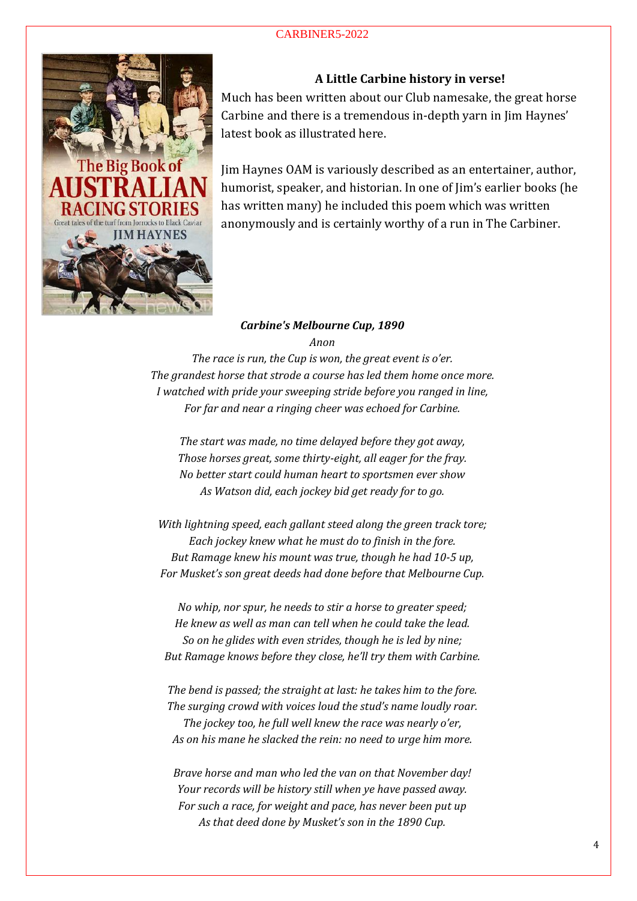## A Little Carbine history in verse!

Much has been written about our Club namesake, the great horse Carbine and there is a tremendous in-depth yarn in Jim Haynes' latest book as illustrated here.

Jim Haynes OAM is variously described as an entertainer, author, humorist, speaker, and historian. In one of Jim's earlier books (he has written many) he included this poem which was written anonymously and is certainly worthy of a run in The Carbiner.

***Carbine's Melbourne Cup, 1890***

*Anon*

*The race is run, the Cup is won, the great event is o'er.*
*The grandest horse that strode a course has led them home once more.*
*I watched with pride your sweeping stride before you ranged in line,*
*For far and near a ringing cheer was echoed for Carbine.*

*The start was made, no time delayed before they got away,*
*Those horses great, some thirty-eight, all eager for the fray.*
*No better start could human heart to sportsmen ever show*
*As Watson did, each jockey bid get ready for to go.*

*With lightning speed, each gallant steed along the green track tore;*
*Each jockey knew what he must do to finish in the fore.*
*But Ramage knew his mount was true, though he had 10-5 up,*
*For Musket's son great deeds had done before that Melbourne Cup.*

*No whip, nor spur, he needs to stir a horse to greater speed;*
*He knew as well as man can tell when he could take the lead.*
*So on he glides with even strides, though he is led by nine;*
*But Ramage knows before they close, he'll try them with Carbine.*

*The bend is passed; the straight at last: he takes him to the fore.*
*The surging crowd with voices loud the stud's name loudly roar.*
*The jockey too, he full well knew the race was nearly o'er,*
*As on his mane he slacked the rein: no need to urge him more.*

*Brave horse and man who led the van on that November day!*
*Your records will be history still when ye have passed away.*
*For such a race, for weight and pace, has never been put up*
*As that deed done by Musket's son in the 1890 Cup.*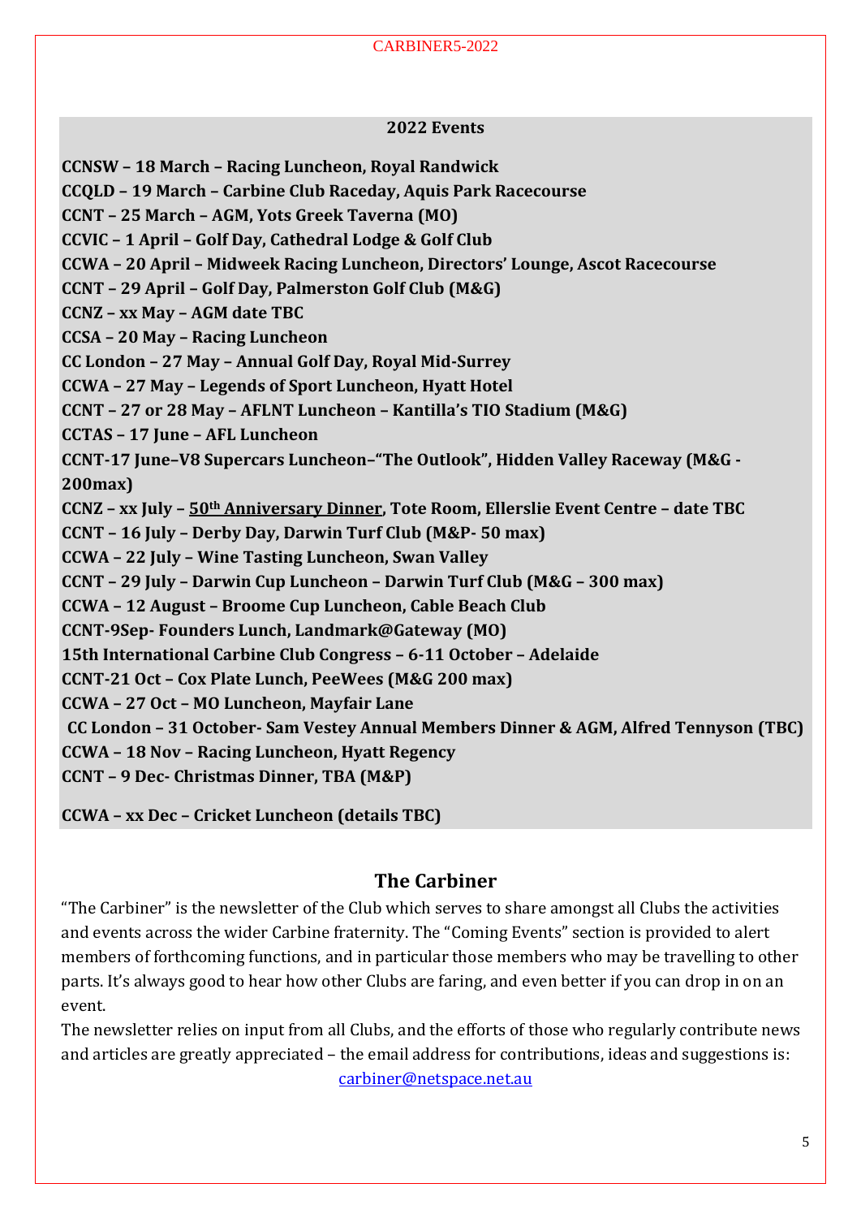## 2022 Events

**CCNSW – 18 March – Racing Luncheon, Royal Randwick**

**CCQLD – 19 March – Carbine Club Raceday, Aquis Park Racecourse**

**CCNT – 25 March – AGM, Yots Greek Taverna (MO)**

**CCVIC – 1 April – Golf Day, Cathedral Lodge & Golf Club**

**CCWA – 20 April – Midweek Racing Luncheon, Directors' Lounge, Ascot Racecourse**

**CCNT – 29 April – Golf Day, Palmerston Golf Club (M&G)**

**CCNZ – xx May – AGM date TBC**

**CCSA – 20 May – Racing Luncheon**

**CC London – 27 May – Annual Golf Day, Royal Mid-Surrey**

**CCWA – 27 May – Legends of Sport Luncheon, Hyatt Hotel**

**CCNT – 27 or 28 May – AFLNT Luncheon – Kantilla's TIO Stadium (M&G)**

**CCTAS – 17 June – AFL Luncheon**

**CCNT-17 June–V8 Supercars Luncheon–"The Outlook", Hidden Valley Raceway (M&G - 200max)**

**CCNZ – xx July – 50th Anniversary Dinner, Tote Room, Ellerslie Event Centre – date TBC**

**CCNT – 16 July – Derby Day, Darwin Turf Club (M&P- 50 max)**

**CCWA – 22 July – Wine Tasting Luncheon, Swan Valley**

**CCNT – 29 July – Darwin Cup Luncheon – Darwin Turf Club (M&G – 300 max)**

**CCWA – 12 August – Broome Cup Luncheon, Cable Beach Club**

**CCNT-9Sep- Founders Lunch, Landmark@Gateway (MO)**

**15th International Carbine Club Congress – 6-11 October – Adelaide**

**CCNT-21 Oct – Cox Plate Lunch, PeeWees (M&G 200 max)**

**CCWA – 27 Oct – MO Luncheon, Mayfair Lane**

**CC London – 31 October- Sam Vestey Annual Members Dinner & AGM, Alfred Tennyson (TBC)**

**CCWA – 18 Nov – Racing Luncheon, Hyatt Regency**

**CCNT – 9 Dec- Christmas Dinner, TBA (M&P)**

**CCWA – xx Dec – Cricket Luncheon (details TBC)**

## The Carbiner

"The Carbiner" is the newsletter of the Club which serves to share amongst all Clubs the activities and events across the wider Carbine fraternity. The "Coming Events" section is provided to alert members of forthcoming functions, and in particular those members who may be travelling to other parts. It's always good to hear how other Clubs are faring, and even better if you can drop in on an event.

The newsletter relies on input from all Clubs, and the efforts of those who regularly contribute news and articles are greatly appreciated – the email address for contributions, ideas and suggestions is: carbiner@netspace.net.au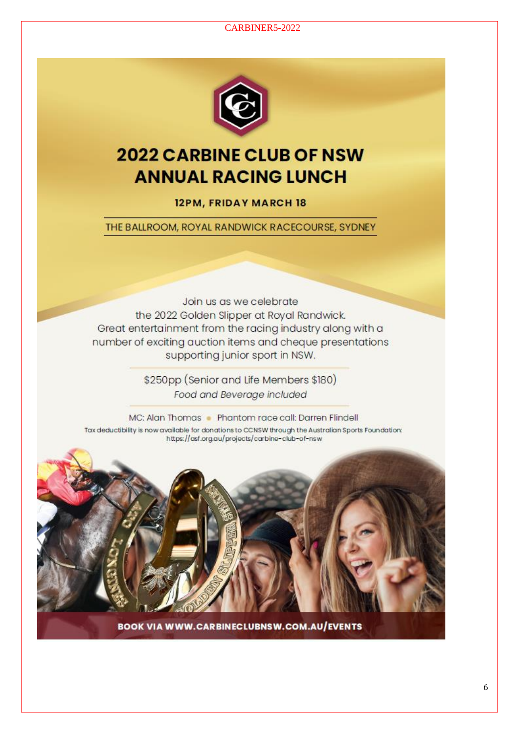# 2022 CARBINE CLUB OF NSW ANNUAL RACING LUNCH

**12PM, FRIDAY MARCH 18**

THE BALLROOM, ROYAL RANDWICK RACECOURSE, SYDNEY

Join us as we celebrate
the 2022 Golden Slipper at Royal Randwick.
Great entertainment from the racing industry along with a
number of exciting auction items and cheque presentations
supporting junior sport in NSW.

$250pp (Senior and Life Members $180)
*Food and Beverage included*

MC: Alan Thomas • Phantom race call: Darren Flindell

Tax deductibility is now available for donations to CCNSW through the Australian Sports Foundation: https://asf.org.au/projects/carbine-club-of-nsw

**BOOK VIA WWW.CARBINECLUBNSW.COM.AU/EVENTS**